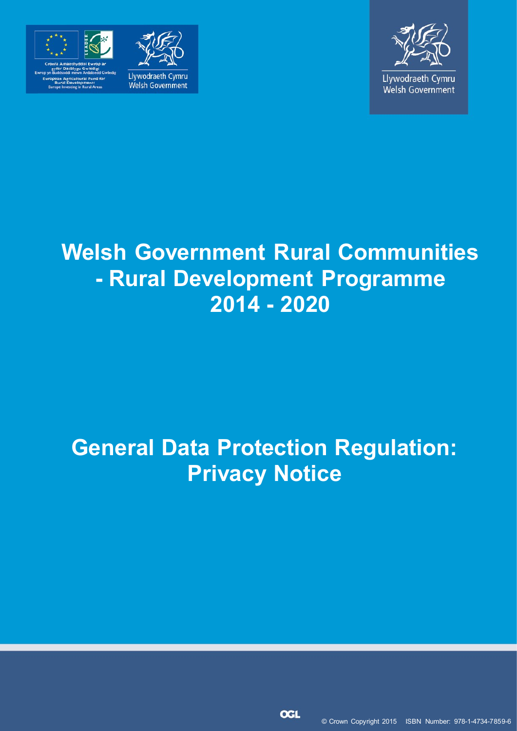Cronfa Amaethyddol Ewrop ar gyfer Datblygu Gwledig
Ewrop yn Buddsoddi mewn Ardaloedd Gwledig
European Agricultural Fund for Rural Development:
Europe Investing in Rural Areas

Llywodraeth Cymru
Welsh Government

Llywodraeth Cymru
Welsh Government

# Welsh Government Rural Communities - Rural Development Programme 2014 - 2020

# General Data Protection Regulation: Privacy Notice

© Crown Copyright 2015 ISBN Number: 978-1-4734-7859-6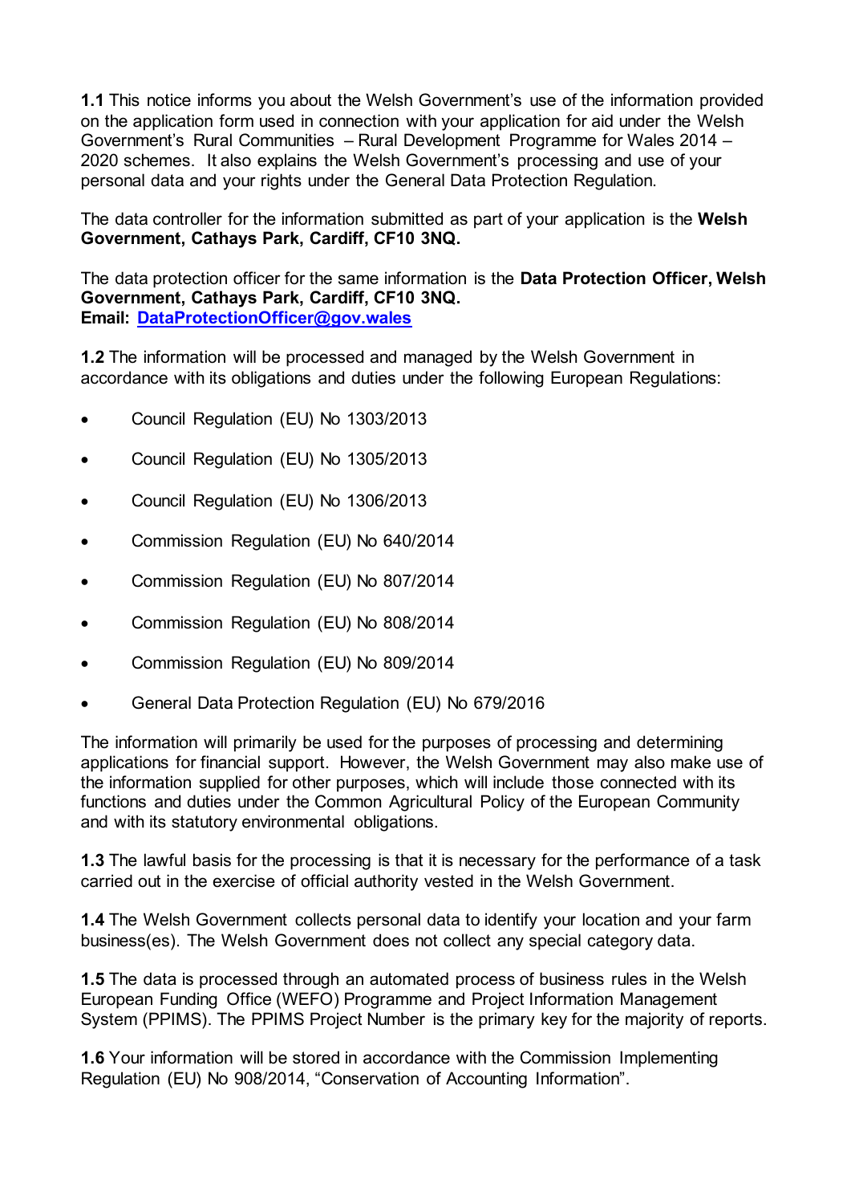**1.1** This notice informs you about the Welsh Government's use of the information provided on the application form used in connection with your application for aid under the Welsh Government's Rural Communities – Rural Development Programme for Wales 2014 – 2020 schemes. It also explains the Welsh Government's processing and use of your personal data and your rights under the General Data Protection Regulation.

The data controller for the information submitted as part of your application is the **Welsh Government, Cathays Park, Cardiff, CF10 3NQ.**

The data protection officer for the same information is the **Data Protection Officer, Welsh Government, Cathays Park, Cardiff, CF10 3NQ.**
**Email: [DataProtectionOfficer@gov.wales](mailto:DataProtectionOfficer@gov.wales)**

**1.2** The information will be processed and managed by the Welsh Government in accordance with its obligations and duties under the following European Regulations:

- Council Regulation (EU) No 1303/2013
- Council Regulation (EU) No 1305/2013
- Council Regulation (EU) No 1306/2013
- Commission Regulation (EU) No 640/2014
- Commission Regulation (EU) No 807/2014
- Commission Regulation (EU) No 808/2014
- Commission Regulation (EU) No 809/2014
- General Data Protection Regulation (EU) No 679/2016

The information will primarily be used for the purposes of processing and determining applications for financial support. However, the Welsh Government may also make use of the information supplied for other purposes, which will include those connected with its functions and duties under the Common Agricultural Policy of the European Community and with its statutory environmental obligations.

**1.3** The lawful basis for the processing is that it is necessary for the performance of a task carried out in the exercise of official authority vested in the Welsh Government.

**1.4** The Welsh Government collects personal data to identify your location and your farm business(es). The Welsh Government does not collect any special category data.

**1.5** The data is processed through an automated process of business rules in the Welsh European Funding Office (WEFO) Programme and Project Information Management System (PPIMS). The PPIMS Project Number is the primary key for the majority of reports.

**1.6** Your information will be stored in accordance with the Commission Implementing Regulation (EU) No 908/2014, "Conservation of Accounting Information".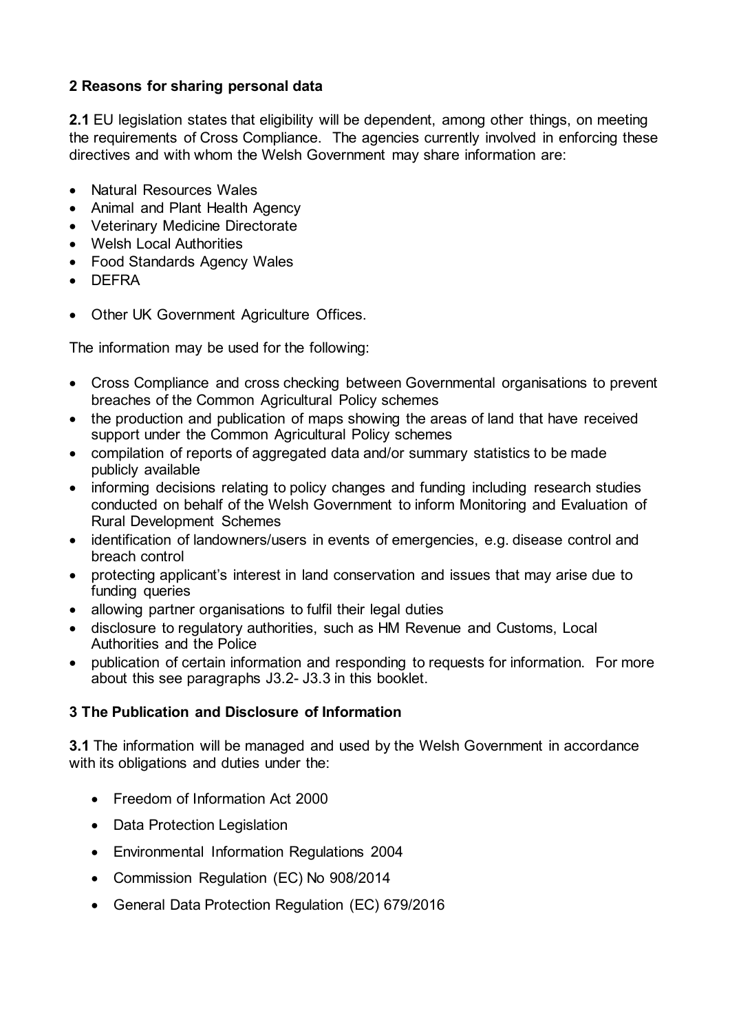## 2 Reasons for sharing personal data

**2.1** EU legislation states that eligibility will be dependent, among other things, on meeting the requirements of Cross Compliance. The agencies currently involved in enforcing these directives and with whom the Welsh Government may share information are:

- Natural Resources Wales
- Animal and Plant Health Agency
- Veterinary Medicine Directorate
- Welsh Local Authorities
- Food Standards Agency Wales
- DEFRA
- Other UK Government Agriculture Offices.

The information may be used for the following:

- Cross Compliance and cross checking between Governmental organisations to prevent breaches of the Common Agricultural Policy schemes
- the production and publication of maps showing the areas of land that have received support under the Common Agricultural Policy schemes
- compilation of reports of aggregated data and/or summary statistics to be made publicly available
- informing decisions relating to policy changes and funding including research studies conducted on behalf of the Welsh Government to inform Monitoring and Evaluation of Rural Development Schemes
- identification of landowners/users in events of emergencies, e.g. disease control and breach control
- protecting applicant's interest in land conservation and issues that may arise due to funding queries
- allowing partner organisations to fulfil their legal duties
- disclosure to regulatory authorities, such as HM Revenue and Customs, Local Authorities and the Police
- publication of certain information and responding to requests for information. For more about this see paragraphs J3.2- J3.3 in this booklet.

## 3 The Publication and Disclosure of Information

**3.1** The information will be managed and used by the Welsh Government in accordance with its obligations and duties under the:

- Freedom of Information Act 2000
- Data Protection Legislation
- Environmental Information Regulations 2004
- Commission Regulation (EC) No 908/2014
- General Data Protection Regulation (EC) 679/2016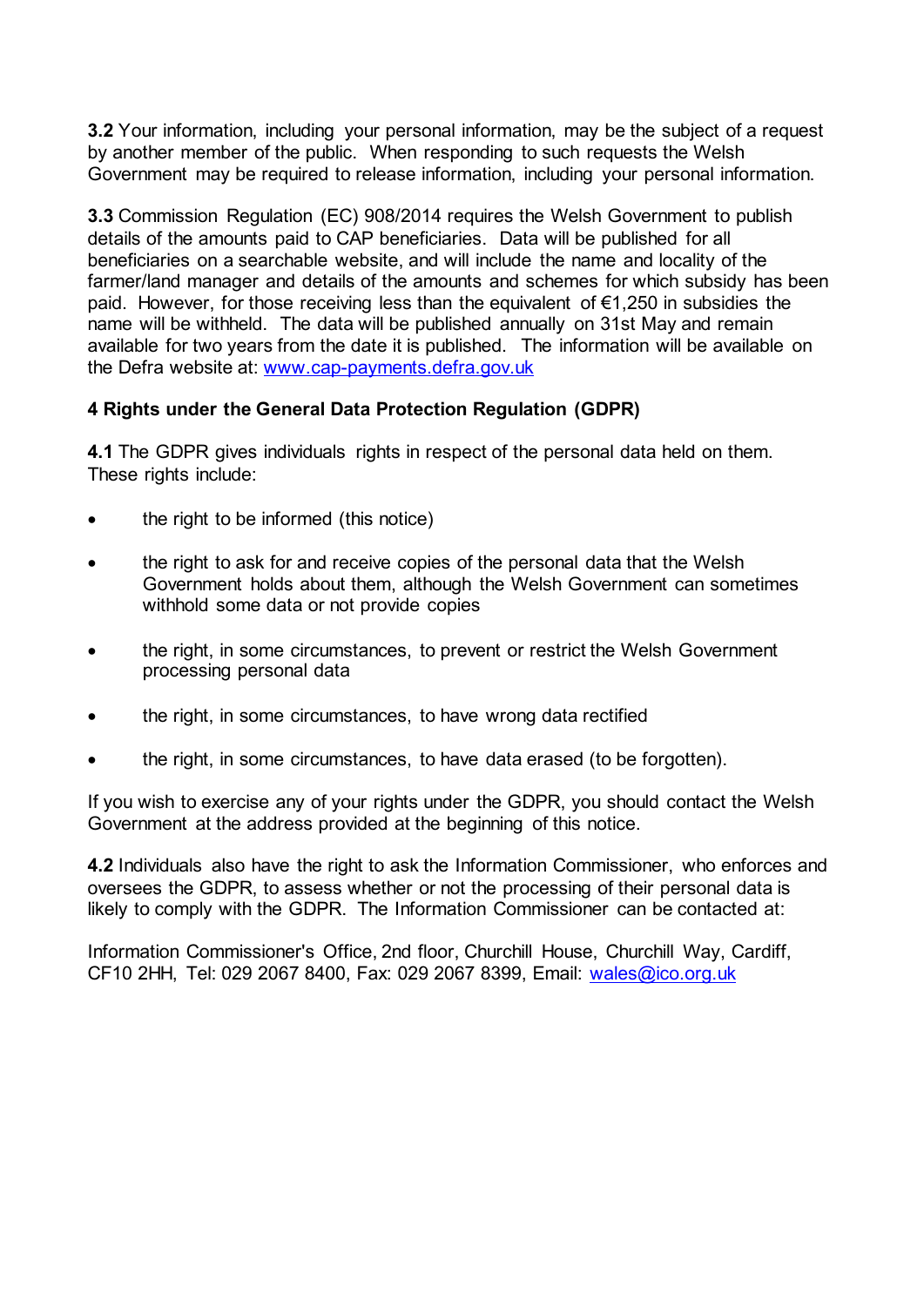**3.2** Your information, including your personal information, may be the subject of a request by another member of the public. When responding to such requests the Welsh Government may be required to release information, including your personal information.

**3.3** Commission Regulation (EC) 908/2014 requires the Welsh Government to publish details of the amounts paid to CAP beneficiaries. Data will be published for all beneficiaries on a searchable website, and will include the name and locality of the farmer/land manager and details of the amounts and schemes for which subsidy has been paid. However, for those receiving less than the equivalent of €1,250 in subsidies the name will be withheld. The data will be published annually on 31st May and remain available for two years from the date it is published. The information will be available on the Defra website at: [www.cap-payments.defra.gov.uk](http://www.cap-payments.defra.gov.uk)

## 4 Rights under the General Data Protection Regulation (GDPR)

**4.1** The GDPR gives individuals rights in respect of the personal data held on them. These rights include:

- the right to be informed (this notice)
- the right to ask for and receive copies of the personal data that the Welsh Government holds about them, although the Welsh Government can sometimes withhold some data or not provide copies
- the right, in some circumstances, to prevent or restrict the Welsh Government processing personal data
- the right, in some circumstances, to have wrong data rectified
- the right, in some circumstances, to have data erased (to be forgotten).

If you wish to exercise any of your rights under the GDPR, you should contact the Welsh Government at the address provided at the beginning of this notice.

**4.2** Individuals also have the right to ask the Information Commissioner, who enforces and oversees the GDPR, to assess whether or not the processing of their personal data is likely to comply with the GDPR. The Information Commissioner can be contacted at:

Information Commissioner's Office, 2nd floor, Churchill House, Churchill Way, Cardiff, CF10 2HH, Tel: 029 2067 8400, Fax: 029 2067 8399, Email: [wales@ico.org.uk](mailto:wales@ico.org.uk)